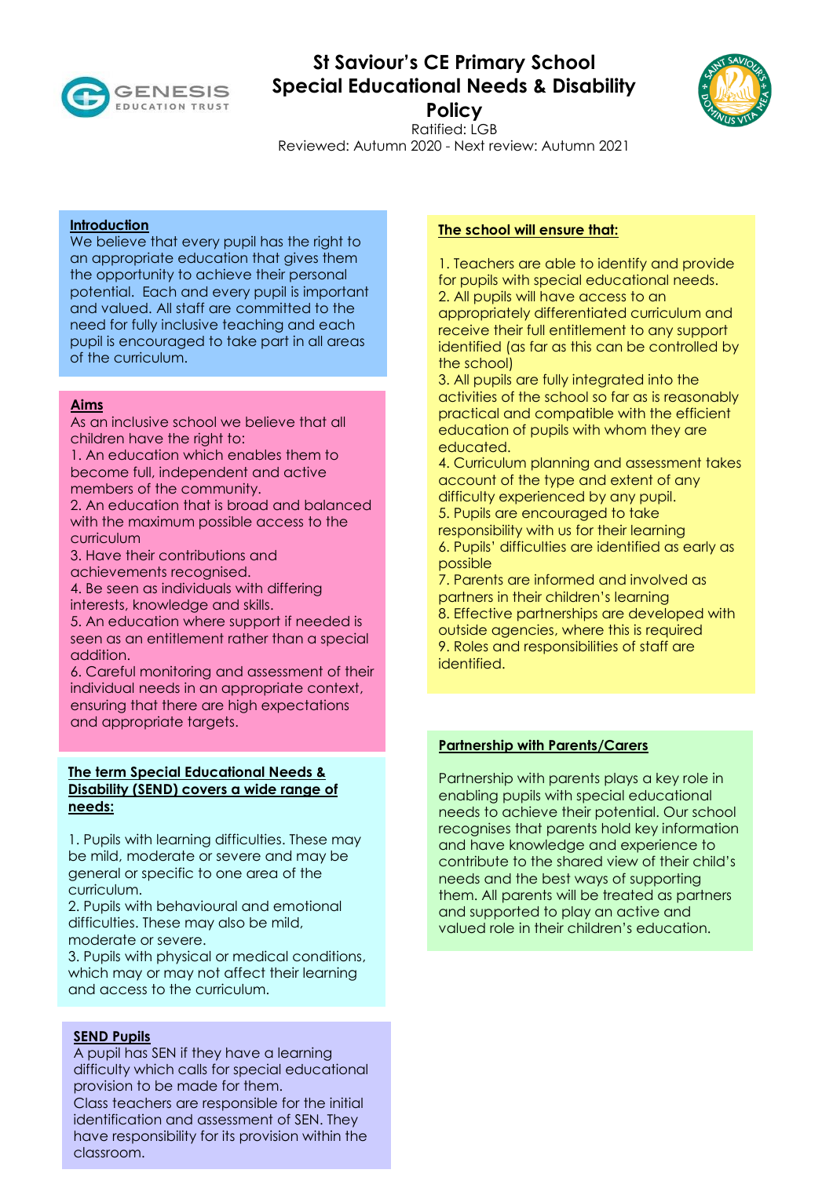# St Saviour's CE Primary School Special Educational Needs & Disability Policy

Ratified: LGB

Reviewed: Autumn 2020 - Next review: Autumn 2021

## Introduction

We believe that every pupil has the right to an appropriate education that gives them the opportunity to achieve their personal potential. Each and every pupil is important and valued. All staff are committed to the need for fully inclusive teaching and each pupil is encouraged to take part in all areas of the curriculum.

## Aims

As an inclusive school we believe that all children have the right to:

1. An education which enables them to become full, independent and active members of the community.
2. An education that is broad and balanced with the maximum possible access to the curriculum
3. Have their contributions and achievements recognised.
4. Be seen as individuals with differing interests, knowledge and skills.
5. An education where support if needed is seen as an entitlement rather than a special addition.
6. Careful monitoring and assessment of their individual needs in an appropriate context, ensuring that there are high expectations and appropriate targets.

## The term Special Educational Needs & Disability (SEND) covers a wide range of needs:

1. Pupils with learning difficulties. These may be mild, moderate or severe and may be general or specific to one area of the curriculum.
2. Pupils with behavioural and emotional difficulties. These may also be mild, moderate or severe.
3. Pupils with physical or medical conditions, which may or may not affect their learning and access to the curriculum.

## SEND Pupils

A pupil has SEN if they have a learning difficulty which calls for special educational provision to be made for them.

Class teachers are responsible for the initial identification and assessment of SEN. They have responsibility for its provision within the classroom.

## The school will ensure that:

1. Teachers are able to identify and provide for pupils with special educational needs.
2. All pupils will have access to an appropriately differentiated curriculum and receive their full entitlement to any support identified (as far as this can be controlled by the school)
3. All pupils are fully integrated into the activities of the school so far as is reasonably practical and compatible with the efficient education of pupils with whom they are educated.
4. Curriculum planning and assessment takes account of the type and extent of any difficulty experienced by any pupil.
5. Pupils are encouraged to take responsibility with us for their learning
6. Pupils' difficulties are identified as early as possible
7. Parents are informed and involved as partners in their children's learning
8. Effective partnerships are developed with outside agencies, where this is required
9. Roles and responsibilities of staff are identified.

## Partnership with Parents/Carers

Partnership with parents plays a key role in enabling pupils with special educational needs to achieve their potential. Our school recognises that parents hold key information and have knowledge and experience to contribute to the shared view of their child's needs and the best ways of supporting them. All parents will be treated as partners and supported to play an active and valued role in their children's education.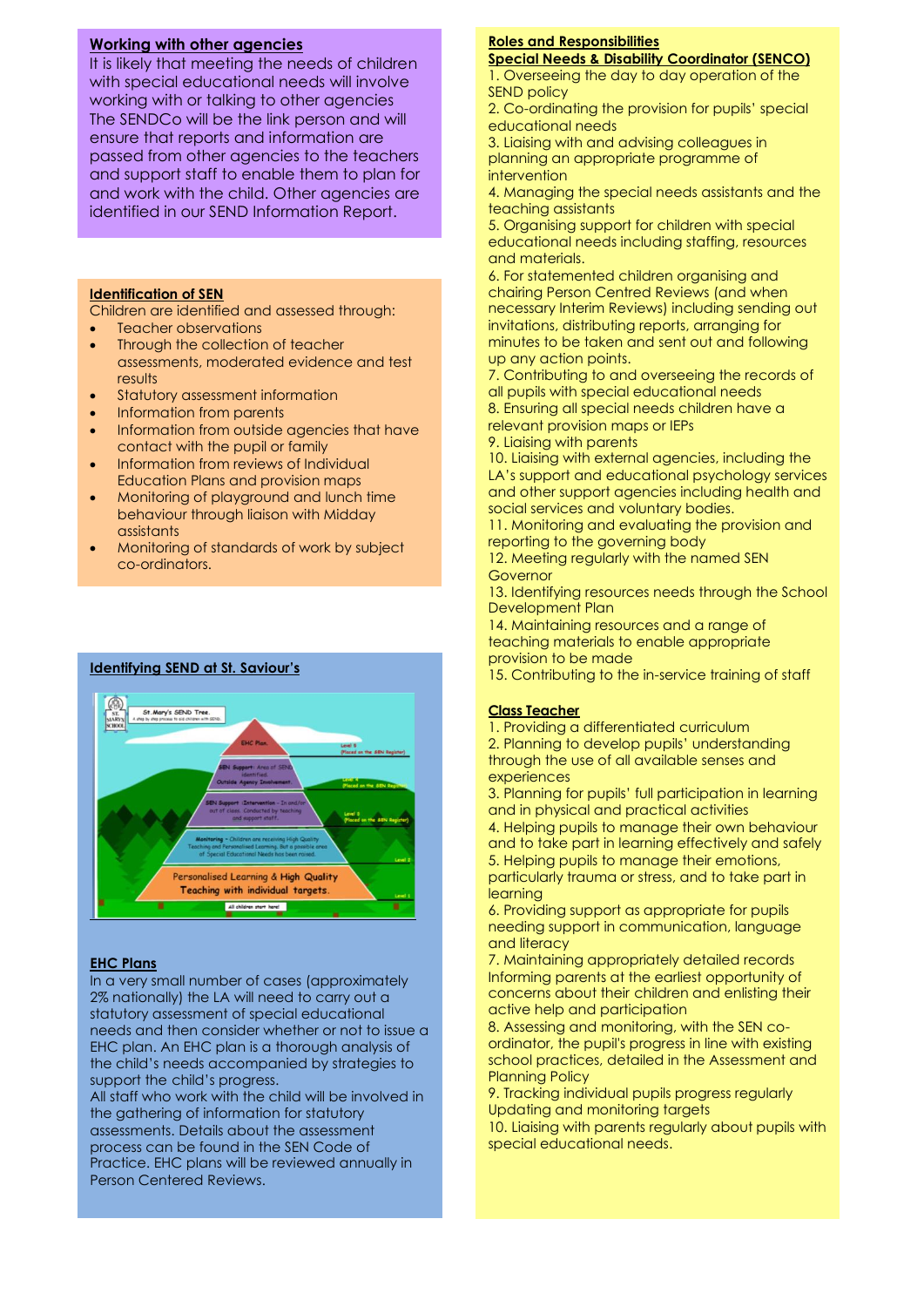## Working with other agencies

It is likely that meeting the needs of children with special educational needs will involve working with or talking to other agencies The SENDCo will be the link person and will ensure that reports and information are passed from other agencies to the teachers and support staff to enable them to plan for and work with the child. Other agencies are identified in our SEND Information Report.

## Identification of SEN

Children are identified and assessed through:

- Teacher observations
- Through the collection of teacher assessments, moderated evidence and test results
- Statutory assessment information
- Information from parents
- Information from outside agencies that have contact with the pupil or family
- Information from reviews of Individual Education Plans and provision maps
- Monitoring of playground and lunch time behaviour through liaison with Midday assistants
- Monitoring of standards of work by subject co-ordinators.

## Identifying SEND at St. Saviour's

St. Mary's SEND Tree.
A step by step process to aid children with SEND.

EHC Plan.
Level 5 (Placed on the SEN Register)

SEN Support: Area of SEND identified. Outside Agency Involvement.
Level 4 (Placed on the SEN Register)

SEN Support: Intervention - In and/or out of class. Conducted by teaching and support staff.
Level 3 (Placed on the SEN Register)

Monitoring - Children are receiving High Quality Teaching and Personalised Learning. But a possible area of Special Educational Needs has been raised.
Level 2

Personalised Learning & High Quality Teaching with individual targets.
Level 1

All children start here!

## EHC Plans

In a very small number of cases (approximately 2% nationally) the LA will need to carry out a statutory assessment of special educational needs and then consider whether or not to issue a EHC plan. An EHC plan is a thorough analysis of the child's needs accompanied by strategies to support the child's progress.
All staff who work with the child will be involved in the gathering of information for statutory assessments. Details about the assessment process can be found in the SEN Code of Practice. EHC plans will be reviewed annually in Person Centered Reviews.

## Roles and Responsibilities

### Special Needs & Disability Coordinator (SENCO)

1. Overseeing the day to day operation of the SEND policy
2. Co-ordinating the provision for pupils' special educational needs
3. Liaising with and advising colleagues in planning an appropriate programme of intervention
4. Managing the special needs assistants and the teaching assistants
5. Organising support for children with special educational needs including staffing, resources and materials.
6. For statemented children organising and chairing Person Centred Reviews (and when necessary Interim Reviews) including sending out invitations, distributing reports, arranging for minutes to be taken and sent out and following up any action points.
7. Contributing to and overseeing the records of all pupils with special educational needs
8. Ensuring all special needs children have a relevant provision maps or IEPs
9. Liaising with parents
10. Liaising with external agencies, including the LA's support and educational psychology services and other support agencies including health and social services and voluntary bodies.
11. Monitoring and evaluating the provision and reporting to the governing body
12. Meeting regularly with the named SEN Governor
13. Identifying resources needs through the School Development Plan
14. Maintaining resources and a range of teaching materials to enable appropriate provision to be made
15. Contributing to the in-service training of staff

### Class Teacher

1. Providing a differentiated curriculum
2. Planning to develop pupils' understanding through the use of all available senses and experiences
3. Planning for pupils' full participation in learning and in physical and practical activities
4. Helping pupils to manage their own behaviour and to take part in learning effectively and safely
5. Helping pupils to manage their emotions, particularly trauma or stress, and to take part in learning
6. Providing support as appropriate for pupils needing support in communication, language and literacy
7. Maintaining appropriately detailed records Informing parents at the earliest opportunity of concerns about their children and enlisting their active help and participation
8. Assessing and monitoring, with the SEN co-ordinator, the pupil's progress in line with existing school practices, detailed in the Assessment and Planning Policy
9. Tracking individual pupils progress regularly Updating and monitoring targets
10. Liaising with parents regularly about pupils with special educational needs.